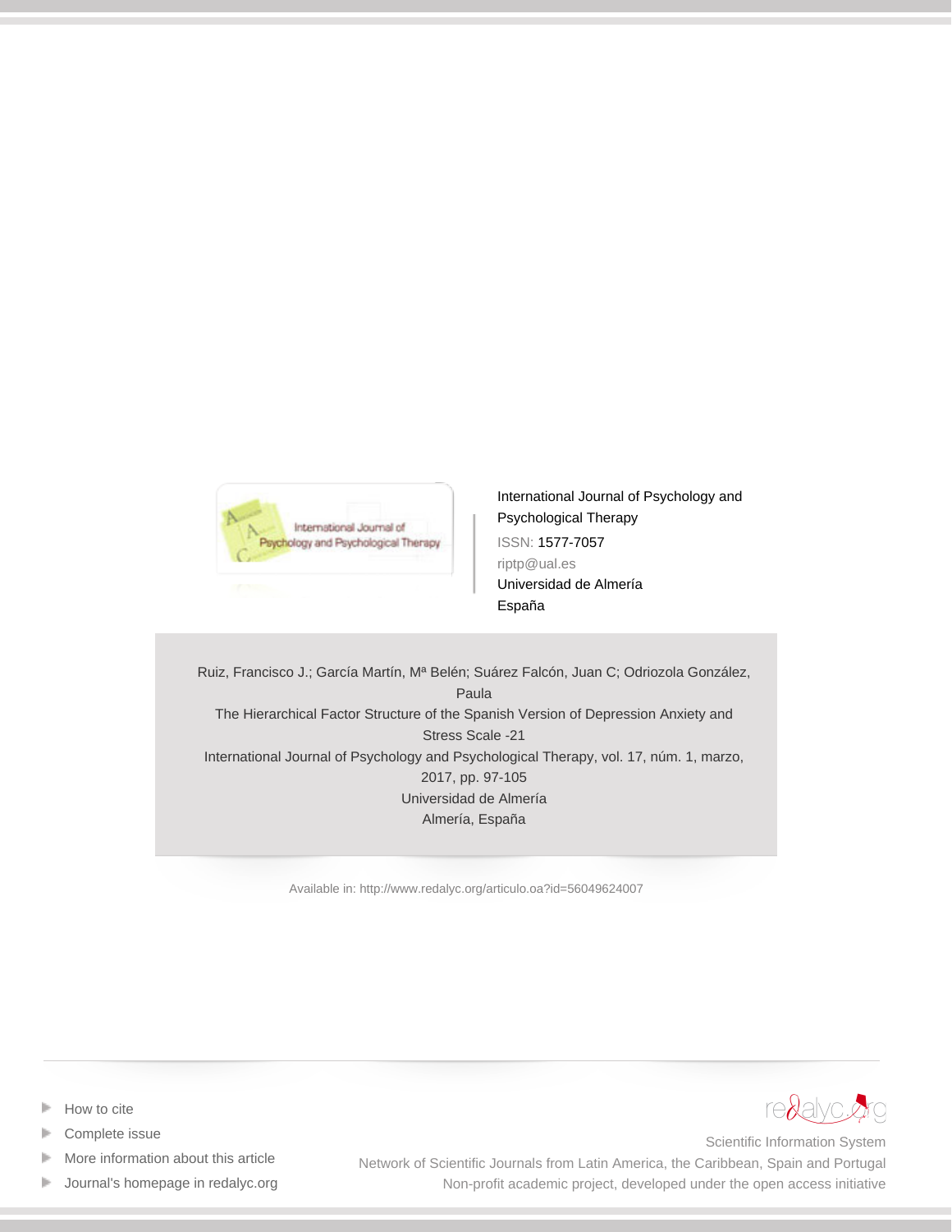International Journal of Psychology and Psychological Therapy

ISSN: 1577-7057

riptp@ual.es

Universidad de Almería

España

Ruiz, Francisco J.; García Martín, Mª Belén; Suárez Falcón, Juan C; Odriozola González, Paula

The Hierarchical Factor Structure of the Spanish Version of Depression Anxiety and Stress Scale -21

International Journal of Psychology and Psychological Therapy, vol. 17, núm. 1, marzo, 2017, pp. 97-105

Universidad de Almería

Almería, España

Available in: http://www.redalyc.org/articulo.oa?id=56049624007

- How to cite
- Complete issue
- More information about this article
- Journal's homepage in redalyc.org

redalyc.org

Scientific Information System

Network of Scientific Journals from Latin America, the Caribbean, Spain and Portugal

Non-profit academic project, developed under the open access initiative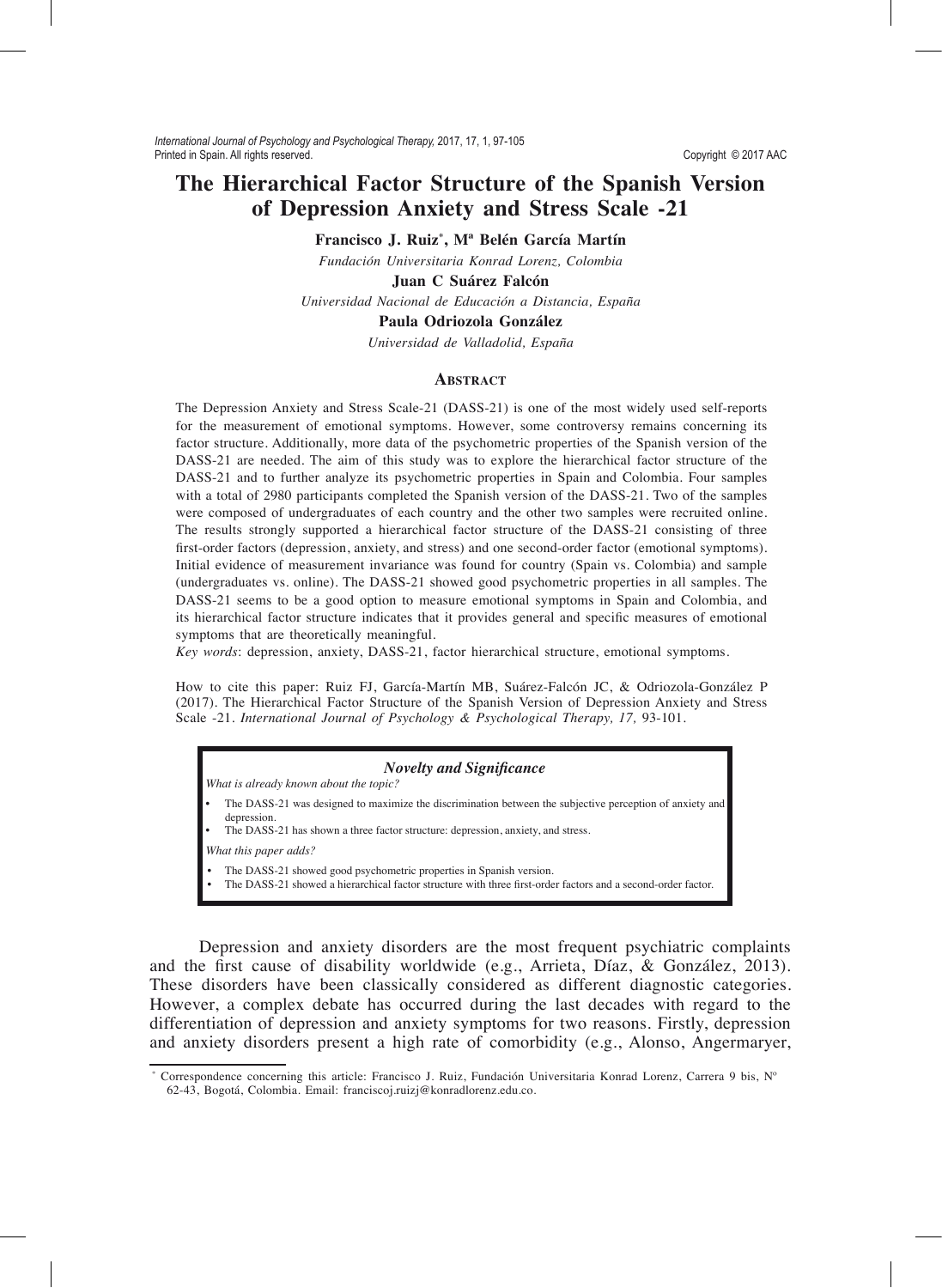# The Hierarchical Factor Structure of the Spanish Version of Depression Anxiety and Stress Scale -21

**Francisco J. Ruiz**[*]**, Mª Belén García Martín**

*Fundación Universitaria Konrad Lorenz, Colombia*

**Juan C Suárez Falcón**

*Universidad Nacional de Educación a Distancia, España*

**Paula Odriozola González**

*Universidad de Valladolid, España*

## Abstract

The Depression Anxiety and Stress Scale-21 (DASS-21) is one of the most widely used self-reports for the measurement of emotional symptoms. However, some controversy remains concerning its factor structure. Additionally, more data of the psychometric properties of the Spanish version of the DASS-21 are needed. The aim of this study was to explore the hierarchical factor structure of the DASS-21 and to further analyze its psychometric properties in Spain and Colombia. Four samples with a total of 2980 participants completed the Spanish version of the DASS-21. Two of the samples were composed of undergraduates of each country and the other two samples were recruited online. The results strongly supported a hierarchical factor structure of the DASS-21 consisting of three first-order factors (depression, anxiety, and stress) and one second-order factor (emotional symptoms). Initial evidence of measurement invariance was found for country (Spain vs. Colombia) and sample (undergraduates vs. online). The DASS-21 showed good psychometric properties in all samples. The DASS-21 seems to be a good option to measure emotional symptoms in Spain and Colombia, and its hierarchical factor structure indicates that it provides general and specific measures of emotional symptoms that are theoretically meaningful.

*Key words*: depression, anxiety, DASS-21, factor hierarchical structure, emotional symptoms.

How to cite this paper: Ruiz FJ, García-Martín MB, Suárez-Falcón JC, & Odriozola-González P (2017). The Hierarchical Factor Structure of the Spanish Version of Depression Anxiety and Stress Scale -21. *International Journal of Psychology & Psychological Therapy, 17,* 93-101.

### *Novelty and Significance*

*What is already known about the topic?*

- The DASS-21 was designed to maximize the discrimination between the subjective perception of anxiety and depression.
- The DASS-21 has shown a three factor structure: depression, anxiety, and stress.

*What this paper adds?*

- The DASS-21 showed good psychometric properties in Spanish version.
- The DASS-21 showed a hierarchical factor structure with three first-order factors and a second-order factor.

Depression and anxiety disorders are the most frequent psychiatric complaints and the first cause of disability worldwide (e.g., Arrieta, Díaz, & González, 2013). These disorders have been classically considered as different diagnostic categories. However, a complex debate has occurred during the last decades with regard to the differentiation of depression and anxiety symptoms for two reasons. Firstly, depression and anxiety disorders present a high rate of comorbidity (e.g., Alonso, Angermaryer,

[*] Correspondence concerning this article: Francisco J. Ruiz, Fundación Universitaria Konrad Lorenz, Carrera 9 bis, Nº 62-43, Bogotá, Colombia. Email: franciscoj.ruizj@konradlorenz.edu.co.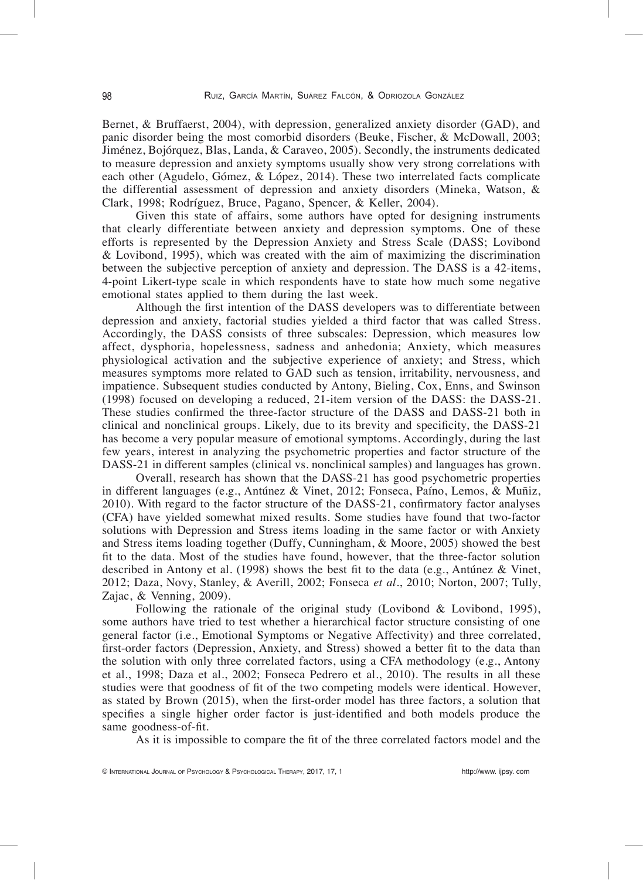Bernet, & Bruffaerst, 2004), with depression, generalized anxiety disorder (GAD), and panic disorder being the most comorbid disorders (Beuke, Fischer, & McDowall, 2003; Jiménez, Bojórquez, Blas, Landa, & Caraveo, 2005). Secondly, the instruments dedicated to measure depression and anxiety symptoms usually show very strong correlations with each other (Agudelo, Gómez, & López, 2014). These two interrelated facts complicate the differential assessment of depression and anxiety disorders (Mineka, Watson, & Clark, 1998; Rodríguez, Bruce, Pagano, Spencer, & Keller, 2004).

Given this state of affairs, some authors have opted for designing instruments that clearly differentiate between anxiety and depression symptoms. One of these efforts is represented by the Depression Anxiety and Stress Scale (DASS; Lovibond & Lovibond, 1995), which was created with the aim of maximizing the discrimination between the subjective perception of anxiety and depression. The DASS is a 42-items, 4-point Likert-type scale in which respondents have to state how much some negative emotional states applied to them during the last week.

Although the first intention of the DASS developers was to differentiate between depression and anxiety, factorial studies yielded a third factor that was called Stress. Accordingly, the DASS consists of three subscales: Depression, which measures low affect, dysphoria, hopelessness, sadness and anhedonia; Anxiety, which measures physiological activation and the subjective experience of anxiety; and Stress, which measures symptoms more related to GAD such as tension, irritability, nervousness, and impatience. Subsequent studies conducted by Antony, Bieling, Cox, Enns, and Swinson (1998) focused on developing a reduced, 21-item version of the DASS: the DASS-21. These studies confirmed the three-factor structure of the DASS and DASS-21 both in clinical and nonclinical groups. Likely, due to its brevity and specificity, the DASS-21 has become a very popular measure of emotional symptoms. Accordingly, during the last few years, interest in analyzing the psychometric properties and factor structure of the DASS-21 in different samples (clinical vs. nonclinical samples) and languages has grown.

Overall, research has shown that the DASS-21 has good psychometric properties in different languages (e.g., Antúnez & Vinet, 2012; Fonseca, Paíno, Lemos, & Muñiz, 2010). With regard to the factor structure of the DASS-21, confirmatory factor analyses (CFA) have yielded somewhat mixed results. Some studies have found that two-factor solutions with Depression and Stress items loading in the same factor or with Anxiety and Stress items loading together (Duffy, Cunningham, & Moore, 2005) showed the best fit to the data. Most of the studies have found, however, that the three-factor solution described in Antony et al. (1998) shows the best fit to the data (e.g., Antúnez & Vinet, 2012; Daza, Novy, Stanley, & Averill, 2002; Fonseca *et al*., 2010; Norton, 2007; Tully, Zajac, & Venning, 2009).

Following the rationale of the original study (Lovibond & Lovibond, 1995), some authors have tried to test whether a hierarchical factor structure consisting of one general factor (i.e., Emotional Symptoms or Negative Affectivity) and three correlated, first-order factors (Depression, Anxiety, and Stress) showed a better fit to the data than the solution with only three correlated factors, using a CFA methodology (e.g., Antony et al., 1998; Daza et al., 2002; Fonseca Pedrero et al., 2010). The results in all these studies were that goodness of fit of the two competing models were identical. However, as stated by Brown (2015), when the first-order model has three factors, a solution that specifies a single higher order factor is just-identified and both models produce the same goodness-of-fit.

As it is impossible to compare the fit of the three correlated factors model and the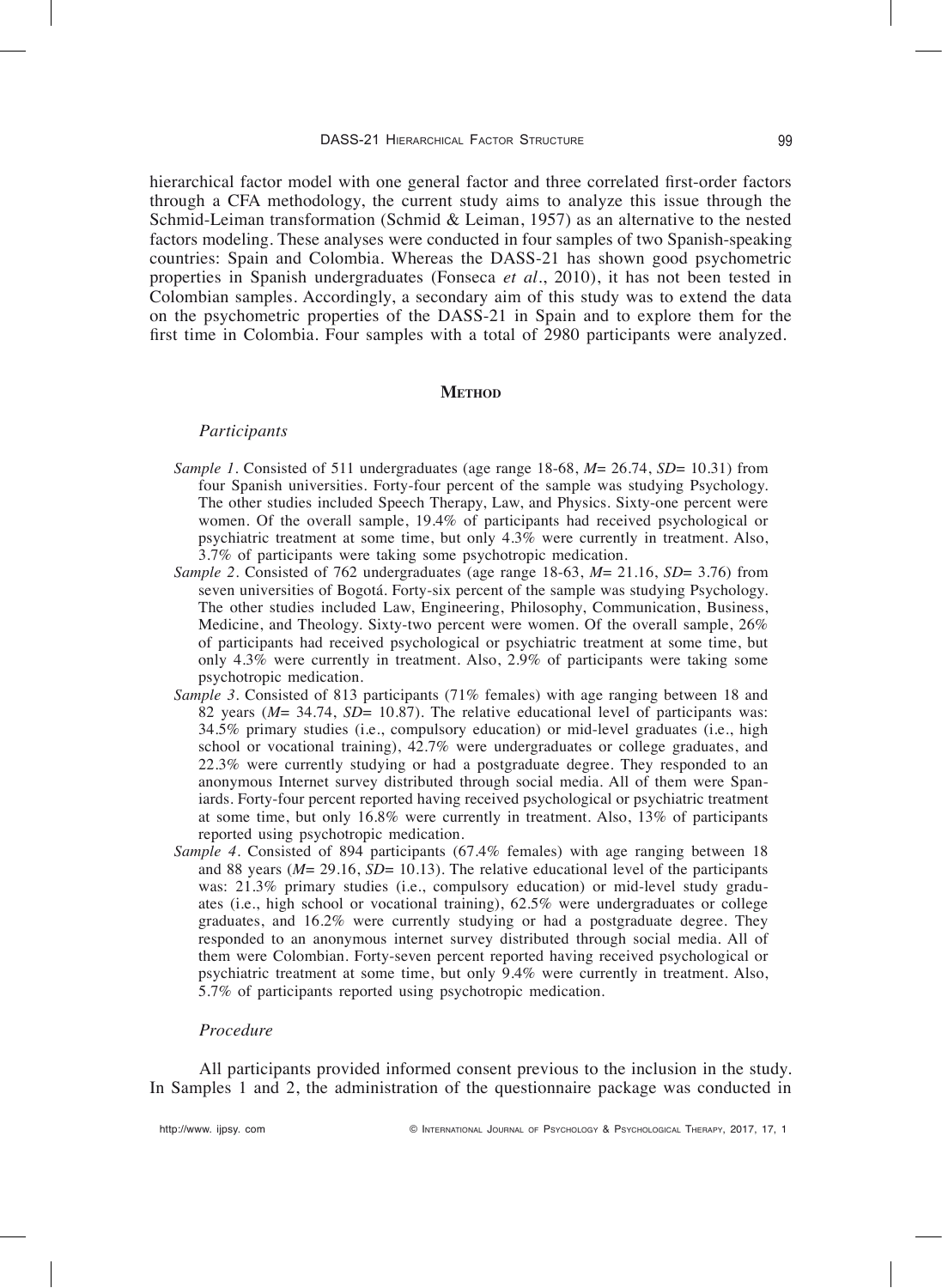hierarchical factor model with one general factor and three correlated first-order factors through a CFA methodology, the current study aims to analyze this issue through the Schmid-Leiman transformation (Schmid & Leiman, 1957) as an alternative to the nested factors modeling. These analyses were conducted in four samples of two Spanish-speaking countries: Spain and Colombia. Whereas the DASS-21 has shown good psychometric properties in Spanish undergraduates (Fonseca *et al*., 2010), it has not been tested in Colombian samples. Accordingly, a secondary aim of this study was to extend the data on the psychometric properties of the DASS-21 in Spain and to explore them for the first time in Colombia. Four samples with a total of 2980 participants were analyzed.

## Method

### *Participants*

*Sample 1*. Consisted of 511 undergraduates (age range 18-68, $M$= 26.74, $SD$= 10.31) from four Spanish universities. Forty-four percent of the sample was studying Psychology. The other studies included Speech Therapy, Law, and Physics. Sixty-one percent were women. Of the overall sample, 19.4% of participants had received psychological or psychiatric treatment at some time, but only 4.3% were currently in treatment. Also, 3.7% of participants were taking some psychotropic medication.

*Sample 2*. Consisted of 762 undergraduates (age range 18-63, $M$= 21.16, $SD$= 3.76) from seven universities of Bogotá. Forty-six percent of the sample was studying Psychology. The other studies included Law, Engineering, Philosophy, Communication, Business, Medicine, and Theology. Sixty-two percent were women. Of the overall sample, 26% of participants had received psychological or psychiatric treatment at some time, but only 4.3% were currently in treatment. Also, 2.9% of participants were taking some psychotropic medication.

*Sample 3*. Consisted of 813 participants (71% females) with age ranging between 18 and 82 years ($M$= 34.74, $SD$= 10.87). The relative educational level of participants was: 34.5% primary studies (i.e., compulsory education) or mid-level graduates (i.e., high school or vocational training), 42.7% were undergraduates or college graduates, and 22.3% were currently studying or had a postgraduate degree. They responded to an anonymous Internet survey distributed through social media. All of them were Spaniards. Forty-four percent reported having received psychological or psychiatric treatment at some time, but only 16.8% were currently in treatment. Also, 13% of participants reported using psychotropic medication.

*Sample 4*. Consisted of 894 participants (67.4% females) with age ranging between 18 and 88 years ($M$= 29.16, $SD$= 10.13). The relative educational level of the participants was: 21.3% primary studies (i.e., compulsory education) or mid-level study graduates (i.e., high school or vocational training), 62.5% were undergraduates or college graduates, and 16.2% were currently studying or had a postgraduate degree. They responded to an anonymous internet survey distributed through social media. All of them were Colombian. Forty-seven percent reported having received psychological or psychiatric treatment at some time, but only 9.4% were currently in treatment. Also, 5.7% of participants reported using psychotropic medication.

### *Procedure*

All participants provided informed consent previous to the inclusion in the study. In Samples 1 and 2, the administration of the questionnaire package was conducted in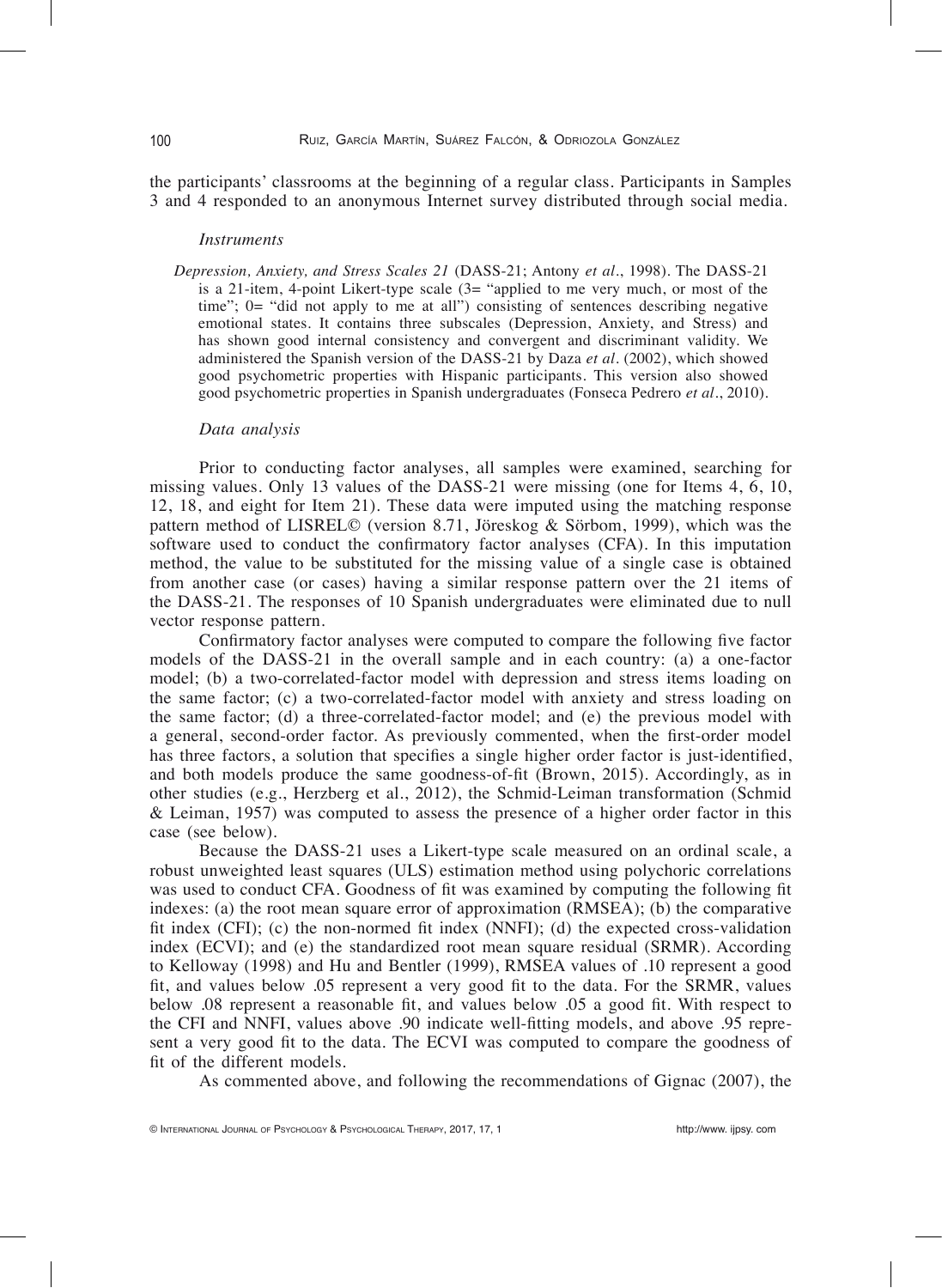the participants' classrooms at the beginning of a regular class. Participants in Samples 3 and 4 responded to an anonymous Internet survey distributed through social media.

### *Instruments*

*Depression, Anxiety, and Stress Scales 21* (DASS-21; Antony *et al*., 1998). The DASS-21 is a 21-item, 4-point Likert-type scale (3= "applied to me very much, or most of the time"; 0= "did not apply to me at all") consisting of sentences describing negative emotional states. It contains three subscales (Depression, Anxiety, and Stress) and has shown good internal consistency and convergent and discriminant validity. We administered the Spanish version of the DASS-21 by Daza *et al*. (2002), which showed good psychometric properties with Hispanic participants. This version also showed good psychometric properties in Spanish undergraduates (Fonseca Pedrero *et al*., 2010).

### *Data analysis*

Prior to conducting factor analyses, all samples were examined, searching for missing values. Only 13 values of the DASS-21 were missing (one for Items 4, 6, 10, 12, 18, and eight for Item 21). These data were imputed using the matching response pattern method of LISREL© (version 8.71, Jöreskog & Sörbom, 1999), which was the software used to conduct the confirmatory factor analyses (CFA). In this imputation method, the value to be substituted for the missing value of a single case is obtained from another case (or cases) having a similar response pattern over the 21 items of the DASS-21. The responses of 10 Spanish undergraduates were eliminated due to null vector response pattern.

Confirmatory factor analyses were computed to compare the following five factor models of the DASS-21 in the overall sample and in each country: (a) a one-factor model; (b) a two-correlated-factor model with depression and stress items loading on the same factor; (c) a two-correlated-factor model with anxiety and stress loading on the same factor; (d) a three-correlated-factor model; and (e) the previous model with a general, second-order factor. As previously commented, when the first-order model has three factors, a solution that specifies a single higher order factor is just-identified, and both models produce the same goodness-of-fit (Brown, 2015). Accordingly, as in other studies (e.g., Herzberg et al., 2012), the Schmid-Leiman transformation (Schmid & Leiman, 1957) was computed to assess the presence of a higher order factor in this case (see below).

Because the DASS-21 uses a Likert-type scale measured on an ordinal scale, a robust unweighted least squares (ULS) estimation method using polychoric correlations was used to conduct CFA. Goodness of fit was examined by computing the following fit indexes: (a) the root mean square error of approximation (RMSEA); (b) the comparative fit index (CFI); (c) the non-normed fit index (NNFI); (d) the expected cross-validation index (ECVI); and (e) the standardized root mean square residual (SRMR). According to Kelloway (1998) and Hu and Bentler (1999), RMSEA values of .10 represent a good fit, and values below .05 represent a very good fit to the data. For the SRMR, values below .08 represent a reasonable fit, and values below .05 a good fit. With respect to the CFI and NNFI, values above .90 indicate well-fitting models, and above .95 represent a very good fit to the data. The ECVI was computed to compare the goodness of fit of the different models.

As commented above, and following the recommendations of Gignac (2007), the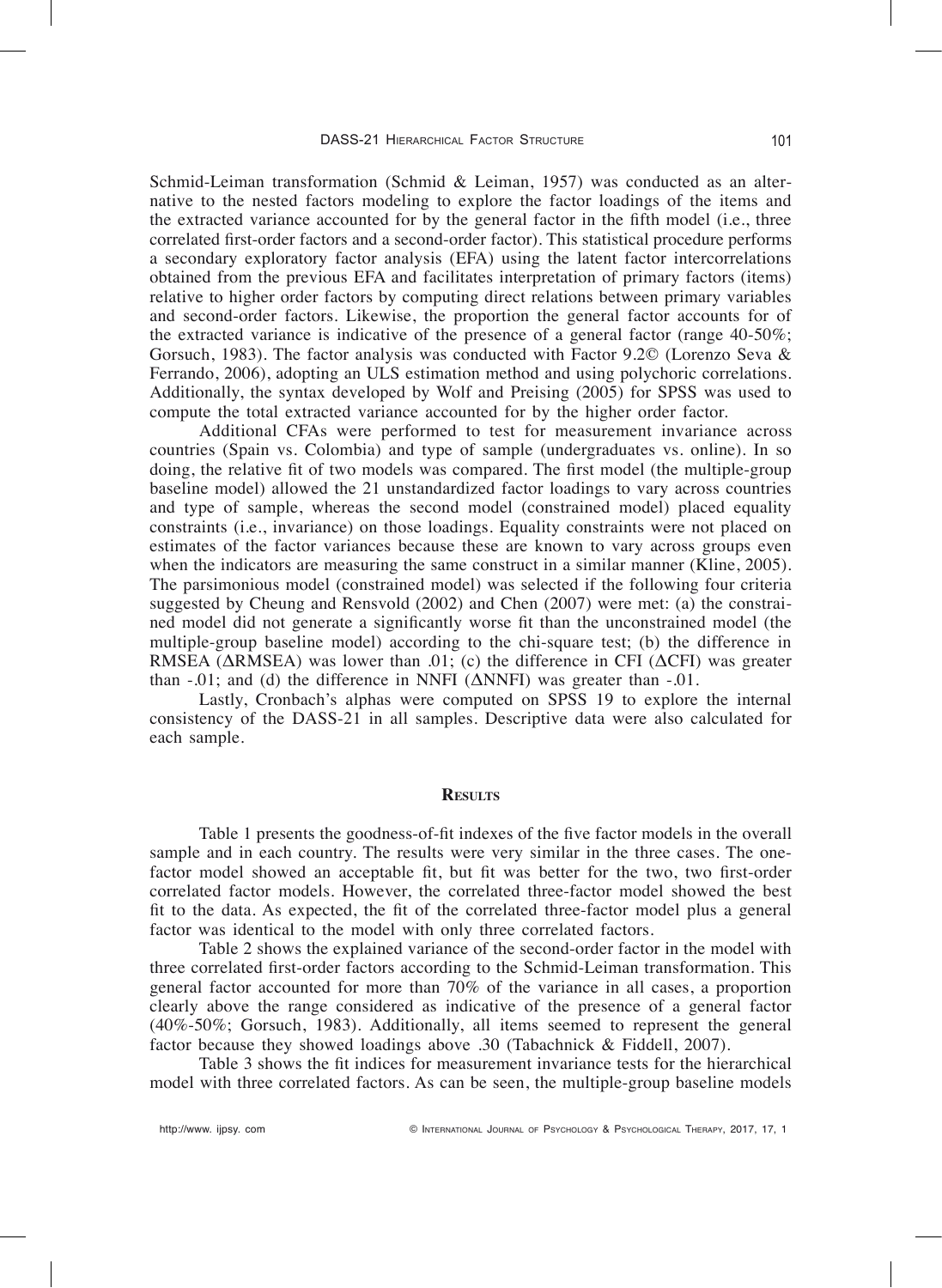Schmid-Leiman transformation (Schmid & Leiman, 1957) was conducted as an alternative to the nested factors modeling to explore the factor loadings of the items and the extracted variance accounted for by the general factor in the fifth model (i.e., three correlated first-order factors and a second-order factor). This statistical procedure performs a secondary exploratory factor analysis (EFA) using the latent factor intercorrelations obtained from the previous EFA and facilitates interpretation of primary factors (items) relative to higher order factors by computing direct relations between primary variables and second-order factors. Likewise, the proportion the general factor accounts for of the extracted variance is indicative of the presence of a general factor (range 40-50%; Gorsuch, 1983). The factor analysis was conducted with Factor 9.2© (Lorenzo Seva & Ferrando, 2006), adopting an ULS estimation method and using polychoric correlations. Additionally, the syntax developed by Wolf and Preising (2005) for SPSS was used to compute the total extracted variance accounted for by the higher order factor.

Additional CFAs were performed to test for measurement invariance across countries (Spain vs. Colombia) and type of sample (undergraduates vs. online). In so doing, the relative fit of two models was compared. The first model (the multiple-group baseline model) allowed the 21 unstandardized factor loadings to vary across countries and type of sample, whereas the second model (constrained model) placed equality constraints (i.e., invariance) on those loadings. Equality constraints were not placed on estimates of the factor variances because these are known to vary across groups even when the indicators are measuring the same construct in a similar manner (Kline, 2005). The parsimonious model (constrained model) was selected if the following four criteria suggested by Cheung and Rensvold (2002) and Chen (2007) were met: (a) the constrained model did not generate a significantly worse fit than the unconstrained model (the multiple-group baseline model) according to the chi-square test; (b) the difference in RMSEA (ΔRMSEA) was lower than .01; (c) the difference in CFI (ΔCFI) was greater than -.01; and (d) the difference in NNFI (ΔNNFI) was greater than -.01.

Lastly, Cronbach's alphas were computed on SPSS 19 to explore the internal consistency of the DASS-21 in all samples. Descriptive data were also calculated for each sample.

## Results

Table 1 presents the goodness-of-fit indexes of the five factor models in the overall sample and in each country. The results were very similar in the three cases. The one-factor model showed an acceptable fit, but fit was better for the two, two first-order correlated factor models. However, the correlated three-factor model showed the best fit to the data. As expected, the fit of the correlated three-factor model plus a general factor was identical to the model with only three correlated factors.

Table 2 shows the explained variance of the second-order factor in the model with three correlated first-order factors according to the Schmid-Leiman transformation. This general factor accounted for more than 70% of the variance in all cases, a proportion clearly above the range considered as indicative of the presence of a general factor (40%-50%; Gorsuch, 1983). Additionally, all items seemed to represent the general factor because they showed loadings above .30 (Tabachnick & Fiddell, 2007).

Table 3 shows the fit indices for measurement invariance tests for the hierarchical model with three correlated factors. As can be seen, the multiple-group baseline models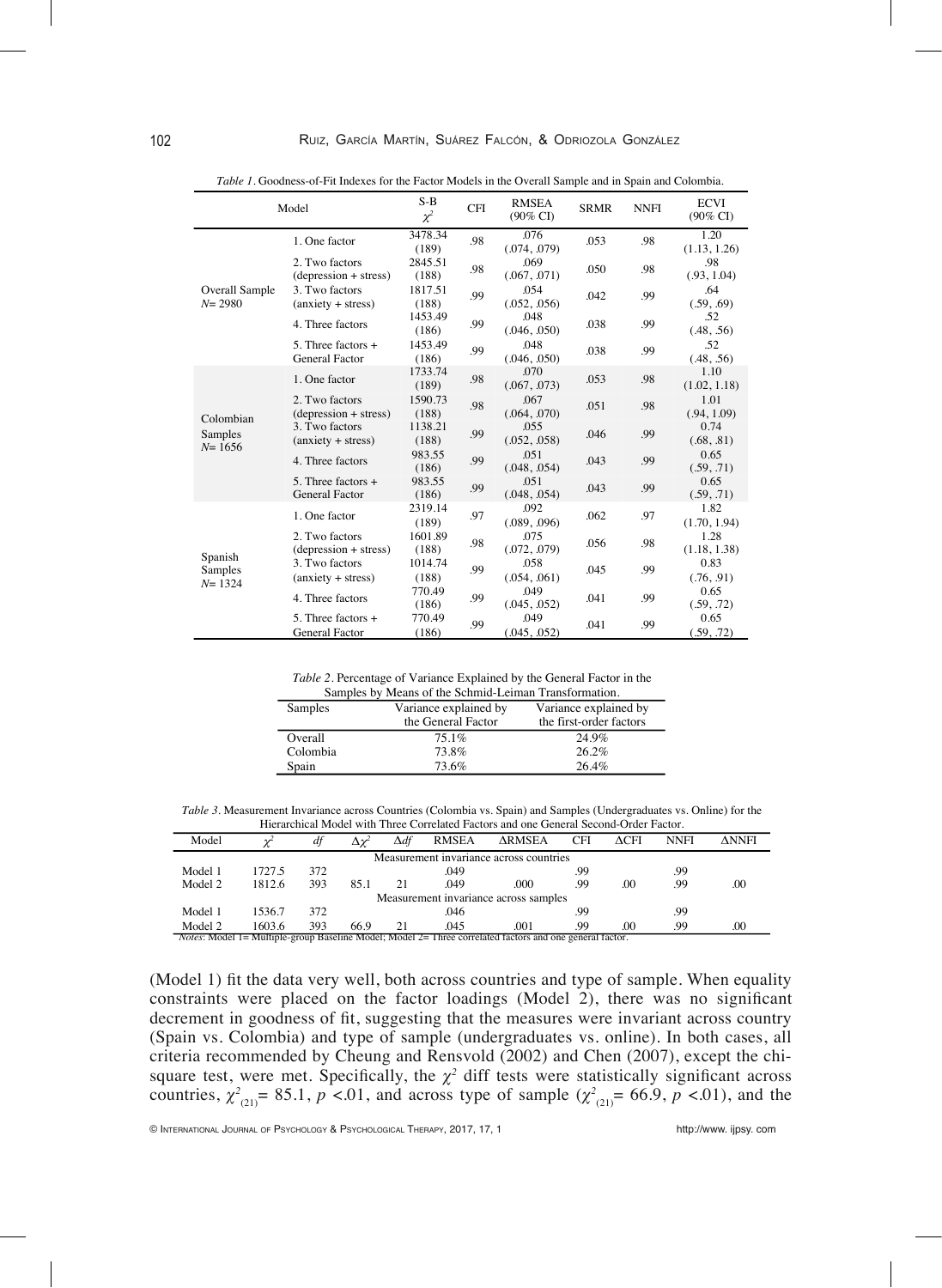*Table 1*. Goodness-of-Fit Indexes for the Factor Models in the Overall Sample and in Spain and Colombia.

| | Model | S-B $\chi^2$ | CFI | RMSEA (90% CI) | SRMR | NNFI | ECVI (90% CI) |
|---|---|---|---|---|---|---|---|
| Overall Sample $N$= 2980 | 1. One factor | 3478.34 (189) | .98 | .076 (.074, .079) | .053 | .98 | 1.20 (1.13, 1.26) |
| | 2. Two factors (depression + stress) | 2845.51 (188) | .98 | .069 (.067, .071) | .050 | .98 | .98 (.93, 1.04) |
| | 3. Two factors (anxiety + stress) | 1817.51 (188) | .99 | .054 (.052, .056) | .042 | .99 | .64 (.59, .69) |
| | 4. Three factors | 1453.49 (186) | .99 | .048 (.046, .050) | .038 | .99 | .52 (.48, .56) |
| | 5. Three factors + General Factor | 1453.49 (186) | .99 | .048 (.046, .050) | .038 | .99 | .52 (.48, .56) |
| Colombian Samples $N$= 1656 | 1. One factor | 1733.74 (189) | .98 | .070 (.067, .073) | .053 | .98 | 1.10 (1.02, 1.18) |
| | 2. Two factors (depression + stress) | 1590.73 (188) | .98 | .067 (.064, .070) | .051 | .98 | 1.01 (.94, 1.09) |
| | 3. Two factors (anxiety + stress) | 1138.21 (188) | .99 | .055 (.052, .058) | .046 | .99 | 0.74 (.68, .81) |
| | 4. Three factors | 983.55 (186) | .99 | .051 (.048, .054) | .043 | .99 | 0.65 (.59, .71) |
| | 5. Three factors + General Factor | 983.55 (186) | .99 | .051 (.048, .054) | .043 | .99 | 0.65 (.59, .71) |
| Spanish Samples $N$= 1324 | 1. One factor | 2319.14 (189) | .97 | .092 (.089, .096) | .062 | .97 | 1.82 (1.70, 1.94) |
| | 2. Two factors (depression + stress) | 1601.89 (188) | .98 | .075 (.072, .079) | .056 | .98 | 1.28 (1.18, 1.38) |
| | 3. Two factors (anxiety + stress) | 1014.74 (188) | .99 | .058 (.054, .061) | .045 | .99 | 0.83 (.76, .91) |
| | 4. Three factors | 770.49 (186) | .99 | .049 (.045, .052) | .041 | .99 | 0.65 (.59, .72) |
| | 5. Three factors + General Factor | 770.49 (186) | .99 | .049 (.045, .052) | .041 | .99 | 0.65 (.59, .72) |

*Table 2*. Percentage of Variance Explained by the General Factor in the Samples by Means of the Schmid-Leiman Transformation.

| Samples | Variance explained by the General Factor | Variance explained by the first-order factors |
|---|---|---|
| Overall | 75.1% | 24.9% |
| Colombia | 73.8% | 26.2% |
| Spain | 73.6% | 26.4% |

*Table 3*. Measurement Invariance across Countries (Colombia vs. Spain) and Samples (Undergraduates vs. Online) for the Hierarchical Model with Three Correlated Factors and one General Second-Order Factor.

| Model | $\chi^2$ | $df$ | $\Delta\chi^2$ | $\Delta df$ | RMSEA | ΔRMSEA | CFI | ΔCFI | NNFI | ΔNNFI |
|---|---|---|---|---|---|---|---|---|---|---|
| Measurement invariance across countries | | | | | | | | | | |
| Model 1 | 1727.5 | 372 | | | .049 | | .99 | | .99 | |
| Model 2 | 1812.6 | 393 | 85.1 | 21 | .049 | .000 | .99 | .00 | .99 | .00 |
| Measurement invariance across samples | | | | | | | | | | |
| Model 1 | 1536.7 | 372 | | | .046 | | .99 | | .99 | |
| Model 2 | 1603.6 | 393 | 66.9 | 21 | .045 | .001 | .99 | .00 | .99 | .00 |

*Notes*: Model 1= Multiple-group Baseline Model; Model 2= Three correlated factors and one general factor.

(Model 1) fit the data very well, both across countries and type of sample. When equality constraints were placed on the factor loadings (Model 2), there was no significant decrement in goodness of fit, suggesting that the measures were invariant across country (Spain vs. Colombia) and type of sample (undergraduates vs. online). In both cases, all criteria recommended by Cheung and Rensvold (2002) and Chen (2007), except the chi-square test, were met. Specifically, the $\chi^2$ diff tests were statistically significant across countries, $\chi^2_{(21)}$= 85.1, $p$ <.01, and across type of sample ($\chi^2_{(21)}$= 66.9, $p$ <.01), and the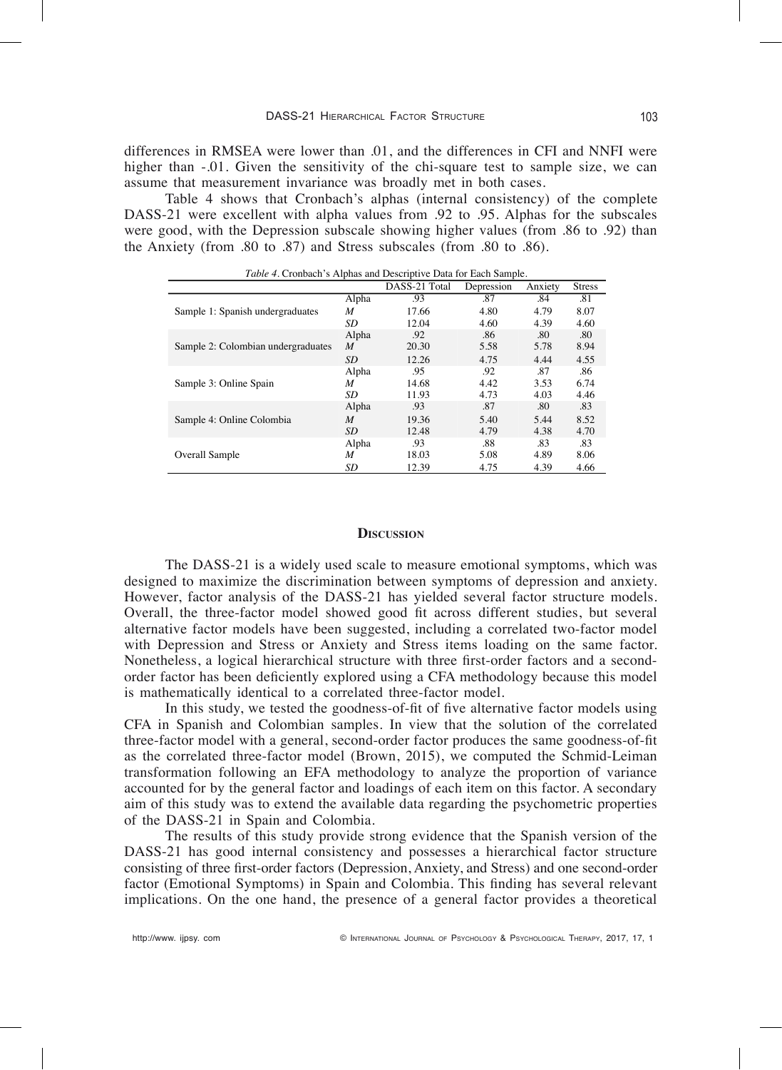differences in RMSEA were lower than .01, and the differences in CFI and NNFI were higher than -.01. Given the sensitivity of the chi-square test to sample size, we can assume that measurement invariance was broadly met in both cases.

Table 4 shows that Cronbach's alphas (internal consistency) of the complete DASS-21 were excellent with alpha values from .92 to .95. Alphas for the subscales were good, with the Depression subscale showing higher values (from .86 to .92) than the Anxiety (from .80 to .87) and Stress subscales (from .80 to .86).

*Table 4*. Cronbach's Alphas and Descriptive Data for Each Sample.

| | | DASS-21 Total | Depression | Anxiety | Stress |
|---|---|---|---|---|---|
| Sample 1: Spanish undergraduates | Alpha | .93 | .87 | .84 | .81 |
| | *M* | 17.66 | 4.80 | 4.79 | 8.07 |
| | *SD* | 12.04 | 4.60 | 4.39 | 4.60 |
| Sample 2: Colombian undergraduates | Alpha | .92 | .86 | .80 | .80 |
| | *M* | 20.30 | 5.58 | 5.78 | 8.94 |
| | *SD* | 12.26 | 4.75 | 4.44 | 4.55 |
| Sample 3: Online Spain | Alpha | .95 | .92 | .87 | .86 |
| | *M* | 14.68 | 4.42 | 3.53 | 6.74 |
| | *SD* | 11.93 | 4.73 | 4.03 | 4.46 |
| Sample 4: Online Colombia | Alpha | .93 | .87 | .80 | .83 |
| | *M* | 19.36 | 5.40 | 5.44 | 8.52 |
| | *SD* | 12.48 | 4.79 | 4.38 | 4.70 |
| Overall Sample | Alpha | .93 | .88 | .83 | .83 |
| | *M* | 18.03 | 5.08 | 4.89 | 8.06 |
| | *SD* | 12.39 | 4.75 | 4.39 | 4.66 |

## Discussion

The DASS-21 is a widely used scale to measure emotional symptoms, which was designed to maximize the discrimination between symptoms of depression and anxiety. However, factor analysis of the DASS-21 has yielded several factor structure models. Overall, the three-factor model showed good fit across different studies, but several alternative factor models have been suggested, including a correlated two-factor model with Depression and Stress or Anxiety and Stress items loading on the same factor. Nonetheless, a logical hierarchical structure with three first-order factors and a second-order factor has been deficiently explored using a CFA methodology because this model is mathematically identical to a correlated three-factor model.

In this study, we tested the goodness-of-fit of five alternative factor models using CFA in Spanish and Colombian samples. In view that the solution of the correlated three-factor model with a general, second-order factor produces the same goodness-of-fit as the correlated three-factor model (Brown, 2015), we computed the Schmid-Leiman transformation following an EFA methodology to analyze the proportion of variance accounted for by the general factor and loadings of each item on this factor. A secondary aim of this study was to extend the available data regarding the psychometric properties of the DASS-21 in Spain and Colombia.

The results of this study provide strong evidence that the Spanish version of the DASS-21 has good internal consistency and possesses a hierarchical factor structure consisting of three first-order factors (Depression, Anxiety, and Stress) and one second-order factor (Emotional Symptoms) in Spain and Colombia. This finding has several relevant implications. On the one hand, the presence of a general factor provides a theoretical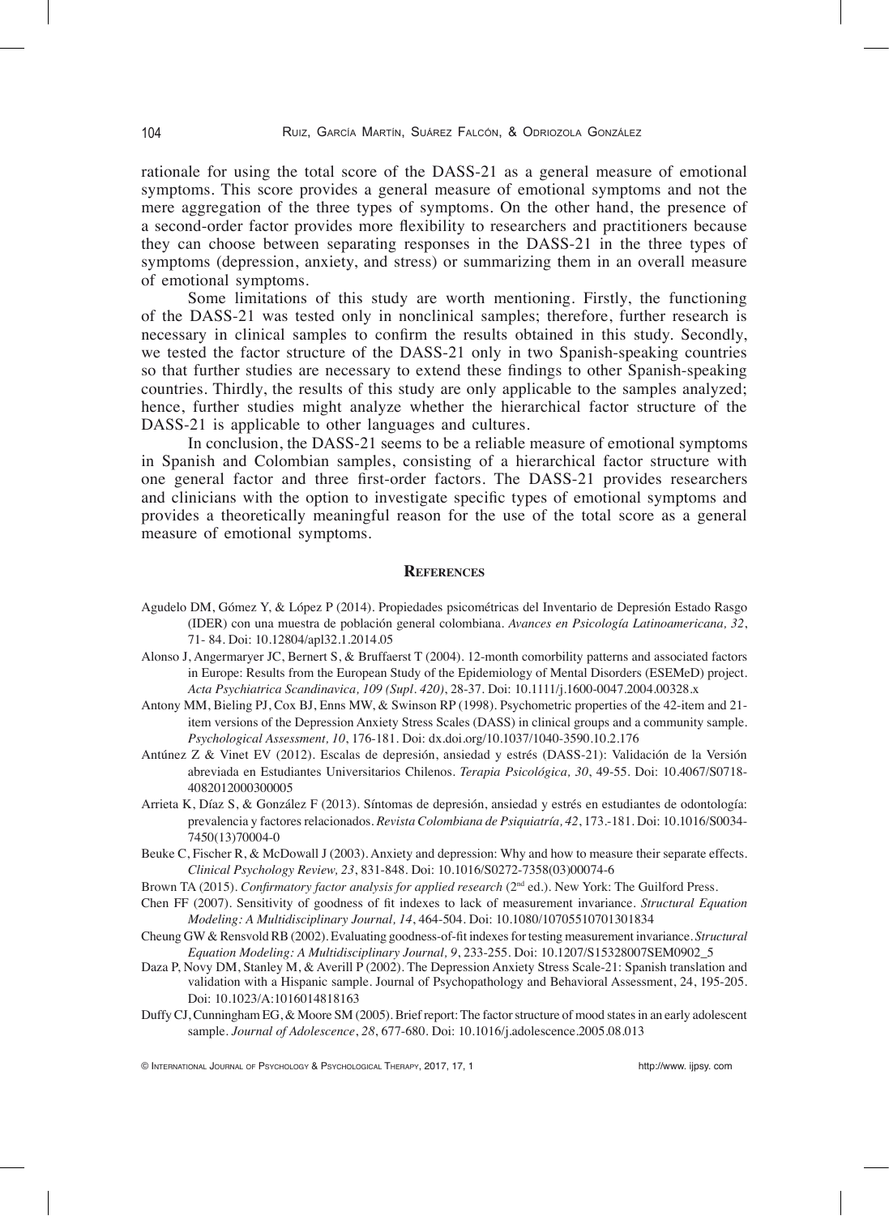rationale for using the total score of the DASS-21 as a general measure of emotional symptoms. This score provides a general measure of emotional symptoms and not the mere aggregation of the three types of symptoms. On the other hand, the presence of a second-order factor provides more flexibility to researchers and practitioners because they can choose between separating responses in the DASS-21 in the three types of symptoms (depression, anxiety, and stress) or summarizing them in an overall measure of emotional symptoms.

Some limitations of this study are worth mentioning. Firstly, the functioning of the DASS-21 was tested only in nonclinical samples; therefore, further research is necessary in clinical samples to confirm the results obtained in this study. Secondly, we tested the factor structure of the DASS-21 only in two Spanish-speaking countries so that further studies are necessary to extend these findings to other Spanish-speaking countries. Thirdly, the results of this study are only applicable to the samples analyzed; hence, further studies might analyze whether the hierarchical factor structure of the DASS-21 is applicable to other languages and cultures.

In conclusion, the DASS-21 seems to be a reliable measure of emotional symptoms in Spanish and Colombian samples, consisting of a hierarchical factor structure with one general factor and three first-order factors. The DASS-21 provides researchers and clinicians with the option to investigate specific types of emotional symptoms and provides a theoretically meaningful reason for the use of the total score as a general measure of emotional symptoms.

## References

Agudelo DM, Gómez Y, & López P (2014). Propiedades psicométricas del Inventario de Depresión Estado Rasgo (IDER) con una muestra de población general colombiana. *Avances en Psicología Latinoamericana, 32*, 71- 84. Doi: 10.12804/apl32.1.2014.05

Alonso J, Angermaryer JC, Bernert S, & Bruffaerst T (2004). 12-month comorbility patterns and associated factors in Europe: Results from the European Study of the Epidemiology of Mental Disorders (ESEMeD) project. *Acta Psychiatrica Scandinavica, 109 (Supl. 420)*, 28-37. Doi: 10.1111/j.1600-0047.2004.00328.x

Antony MM, Bieling PJ, Cox BJ, Enns MW, & Swinson RP (1998). Psychometric properties of the 42-item and 21-item versions of the Depression Anxiety Stress Scales (DASS) in clinical groups and a community sample. *Psychological Assessment, 10*, 176-181. Doi: dx.doi.org/10.1037/1040-3590.10.2.176

Antúnez Z & Vinet EV (2012). Escalas de depresión, ansiedad y estrés (DASS-21): Validación de la Versión abreviada en Estudiantes Universitarios Chilenos. *Terapia Psicológica, 30*, 49-55. Doi: 10.4067/S0718-4082012000300005

Arrieta K, Díaz S, & González F (2013). Síntomas de depresión, ansiedad y estrés en estudiantes de odontología: prevalencia y factores relacionados. *Revista Colombiana de Psiquiatría, 42*, 173.-181. Doi: 10.1016/S0034-7450(13)70004-0

Beuke C, Fischer R, & McDowall J (2003). Anxiety and depression: Why and how to measure their separate effects. *Clinical Psychology Review, 23*, 831-848. Doi: 10.1016/S0272-7358(03)00074-6

Brown TA (2015). *Confirmatory factor analysis for applied research* (2nd ed.). New York: The Guilford Press.

Chen FF (2007). Sensitivity of goodness of fit indexes to lack of measurement invariance. *Structural Equation Modeling: A Multidisciplinary Journal, 14*, 464-504. Doi: 10.1080/10705510701301834

Cheung GW & Rensvold RB (2002). Evaluating goodness-of-fit indexes for testing measurement invariance. *Structural Equation Modeling: A Multidisciplinary Journal, 9*, 233-255. Doi: 10.1207/S15328007SEM0902_5

Daza P, Novy DM, Stanley M, & Averill P (2002). The Depression Anxiety Stress Scale-21: Spanish translation and validation with a Hispanic sample. Journal of Psychopathology and Behavioral Assessment, 24, 195-205. Doi: 10.1023/A:1016014818163

Duffy CJ, Cunningham EG, & Moore SM (2005). Brief report: The factor structure of mood states in an early adolescent sample. *Journal of Adolescence*, *28*, 677-680. Doi: 10.1016/j.adolescence.2005.08.013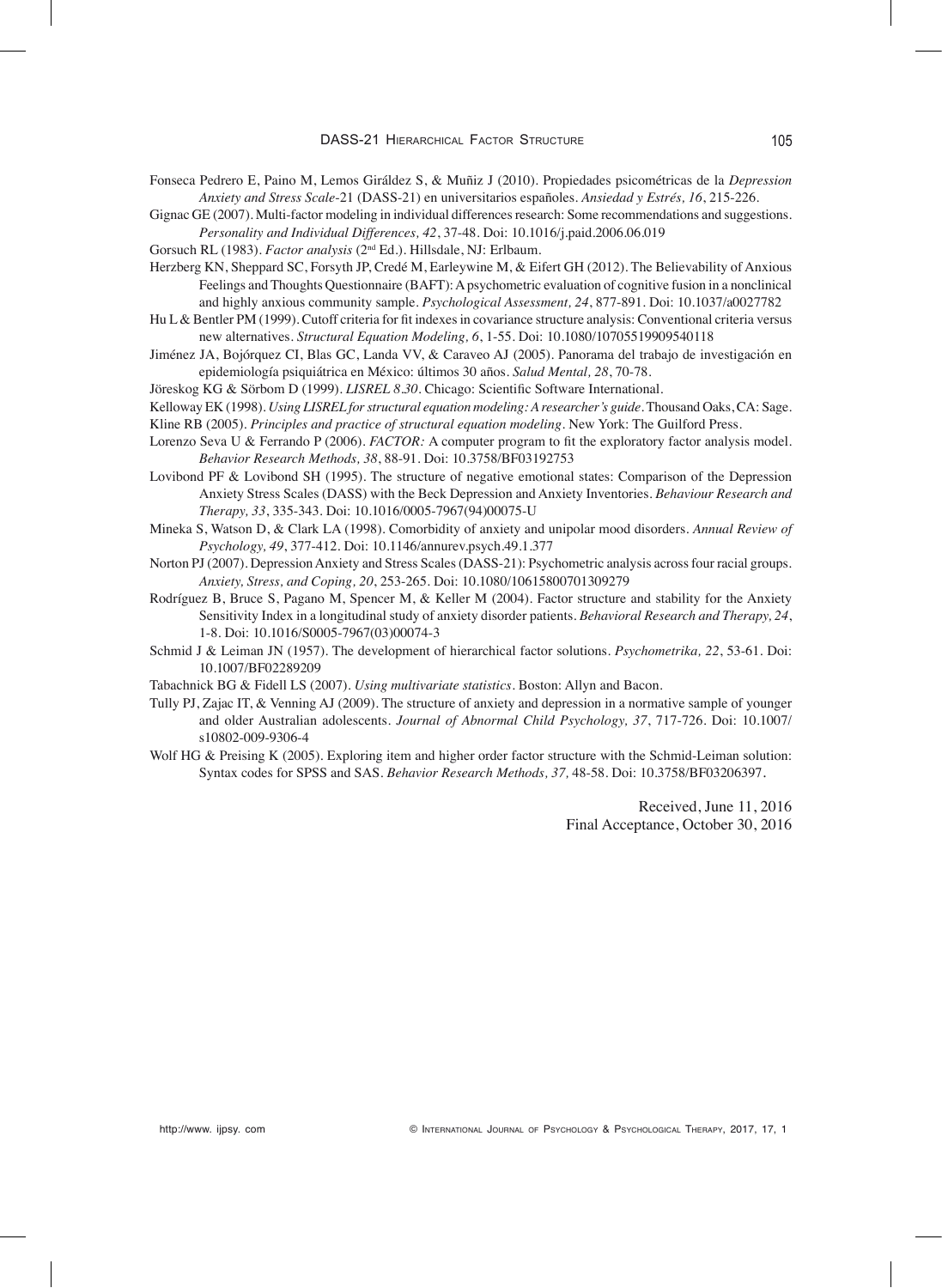Fonseca Pedrero E, Paino M, Lemos Giráldez S, & Muñiz J (2010). Propiedades psicométricas de la *Depression Anxiety and Stress Scale*-21 (DASS-21) en universitarios españoles. *Ansiedad y Estrés, 16*, 215-226.

Gignac GE (2007). Multi-factor modeling in individual differences research: Some recommendations and suggestions. *Personality and Individual Differences, 42*, 37-48. Doi: 10.1016/j.paid.2006.06.019

Gorsuch RL (1983). *Factor analysis* (2nd Ed.). Hillsdale, NJ: Erlbaum.

Herzberg KN, Sheppard SC, Forsyth JP, Credé M, Earleywine M, & Eifert GH (2012). The Believability of Anxious Feelings and Thoughts Questionnaire (BAFT): A psychometric evaluation of cognitive fusion in a nonclinical and highly anxious community sample. *Psychological Assessment, 24*, 877-891. Doi: 10.1037/a0027782

Hu L & Bentler PM (1999). Cutoff criteria for fit indexes in covariance structure analysis: Conventional criteria versus new alternatives. *Structural Equation Modeling, 6*, 1-55. Doi: 10.1080/10705519909540118

Jiménez JA, Bojórquez CI, Blas GC, Landa VV, & Caraveo AJ (2005). Panorama del trabajo de investigación en epidemiología psiquiátrica en México: últimos 30 años. *Salud Mental, 28*, 70-78.

Jöreskog KG & Sörbom D (1999). *LISREL 8.30*. Chicago: Scientific Software International.

Kelloway EK (1998). *Using LISREL for structural equation modeling: A researcher's guide*. Thousand Oaks, CA: Sage.

Kline RB (2005). *Principles and practice of structural equation modeling*. New York: The Guilford Press.

Lorenzo Seva U & Ferrando P (2006). *FACTOR:* A computer program to fit the exploratory factor analysis model. *Behavior Research Methods, 38*, 88-91. Doi: 10.3758/BF03192753

Lovibond PF & Lovibond SH (1995). The structure of negative emotional states: Comparison of the Depression Anxiety Stress Scales (DASS) with the Beck Depression and Anxiety Inventories. *Behaviour Research and Therapy, 33*, 335-343. Doi: 10.1016/0005-7967(94)00075-U

Mineka S, Watson D, & Clark LA (1998). Comorbidity of anxiety and unipolar mood disorders. *Annual Review of Psychology, 49*, 377-412. Doi: 10.1146/annurev.psych.49.1.377

Norton PJ (2007). Depression Anxiety and Stress Scales (DASS-21): Psychometric analysis across four racial groups. *Anxiety, Stress, and Coping, 20*, 253-265. Doi: 10.1080/10615800701309279

Rodríguez B, Bruce S, Pagano M, Spencer M, & Keller M (2004). Factor structure and stability for the Anxiety Sensitivity Index in a longitudinal study of anxiety disorder patients. *Behavioral Research and Therapy, 24*, 1-8. Doi: 10.1016/S0005-7967(03)00074-3

Schmid J & Leiman JN (1957). The development of hierarchical factor solutions. *Psychometrika, 22*, 53-61. Doi: 10.1007/BF02289209

Tabachnick BG & Fidell LS (2007). *Using multivariate statistics*. Boston: Allyn and Bacon.

Tully PJ, Zajac IT, & Venning AJ (2009). The structure of anxiety and depression in a normative sample of younger and older Australian adolescents. *Journal of Abnormal Child Psychology, 37*, 717-726. Doi: 10.1007/s10802-009-9306-4

Wolf HG & Preising K (2005). Exploring item and higher order factor structure with the Schmid-Leiman solution: Syntax codes for SPSS and SAS. *Behavior Research Methods, 37,* 48-58. Doi: 10.3758/BF03206397.

Received, June 11, 2016
Final Acceptance, October 30, 2016